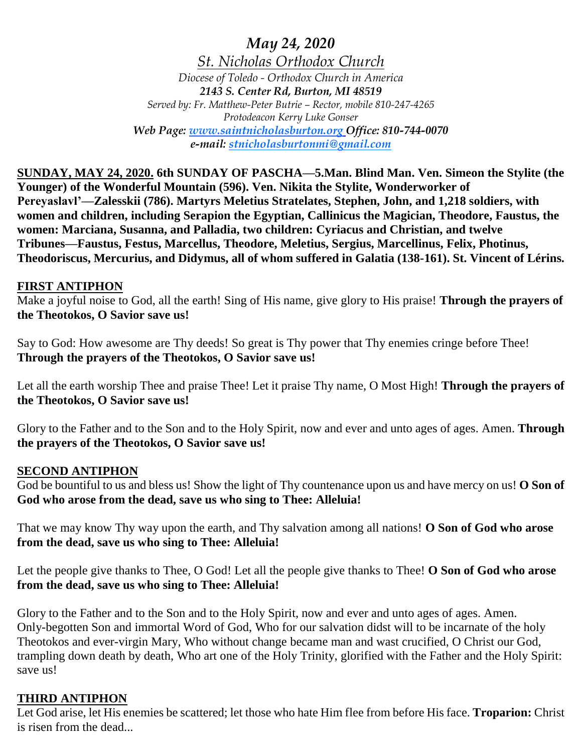# *May 24, 2020*

*St. Nicholas Orthodox Church*

*Diocese of Toledo - Orthodox Church in America*

***2143 S. Center Rd, Burton, MI 48519***

*Served by: Fr. Matthew-Peter Butrie – Rector, mobile 810-247-4265*

*Protodeacon Kerry Luke Gonser*

***Web Page: [www.saintnicholasburton.org](www.saintnicholasburton.org) Office: 810-744-0070***

***e-mail: [stnicholasburtonmi@gmail.com](mailto:stnicholasburtonmi@gmail.com)***

**SUNDAY, MAY 24, 2020. 6th SUNDAY OF PASCHA—5.Man. Blind Man. Ven. Simeon the Stylite (the Younger) of the Wonderful Mountain (596). Ven. Nikita the Stylite, Wonderworker of Pereyaslavl'—Zalesskii (786). Martyrs Meletius Stratelates, Stephen, John, and 1,218 soldiers, with women and children, including Serapion the Egyptian, Callinicus the Magician, Theodore, Faustus, the women: Marciana, Susanna, and Palladia, two children: Cyriacus and Christian, and twelve Tribunes—Faustus, Festus, Marcellus, Theodore, Meletius, Sergius, Marcellinus, Felix, Photinus, Theodoriscus, Mercurius, and Didymus, all of whom suffered in Galatia (138-161). St. Vincent of Lérins.**

## FIRST ANTIPHON

Make a joyful noise to God, all the earth! Sing of His name, give glory to His praise! **Through the prayers of the Theotokos, O Savior save us!**

Say to God: How awesome are Thy deeds! So great is Thy power that Thy enemies cringe before Thee! **Through the prayers of the Theotokos, O Savior save us!**

Let all the earth worship Thee and praise Thee! Let it praise Thy name, O Most High! **Through the prayers of the Theotokos, O Savior save us!**

Glory to the Father and to the Son and to the Holy Spirit, now and ever and unto ages of ages. Amen. **Through the prayers of the Theotokos, O Savior save us!**

## SECOND ANTIPHON

God be bountiful to us and bless us! Show the light of Thy countenance upon us and have mercy on us! **O Son of God who arose from the dead, save us who sing to Thee: Alleluia!**

That we may know Thy way upon the earth, and Thy salvation among all nations! **O Son of God who arose from the dead, save us who sing to Thee: Alleluia!**

Let the people give thanks to Thee, O God! Let all the people give thanks to Thee! **O Son of God who arose from the dead, save us who sing to Thee: Alleluia!**

Glory to the Father and to the Son and to the Holy Spirit, now and ever and unto ages of ages. Amen. Only-begotten Son and immortal Word of God, Who for our salvation didst will to be incarnate of the holy Theotokos and ever-virgin Mary, Who without change became man and wast crucified, O Christ our God, trampling down death by death, Who art one of the Holy Trinity, glorified with the Father and the Holy Spirit: save us!

## THIRD ANTIPHON

Let God arise, let His enemies be scattered; let those who hate Him flee from before His face. **Troparion:** Christ is risen from the dead...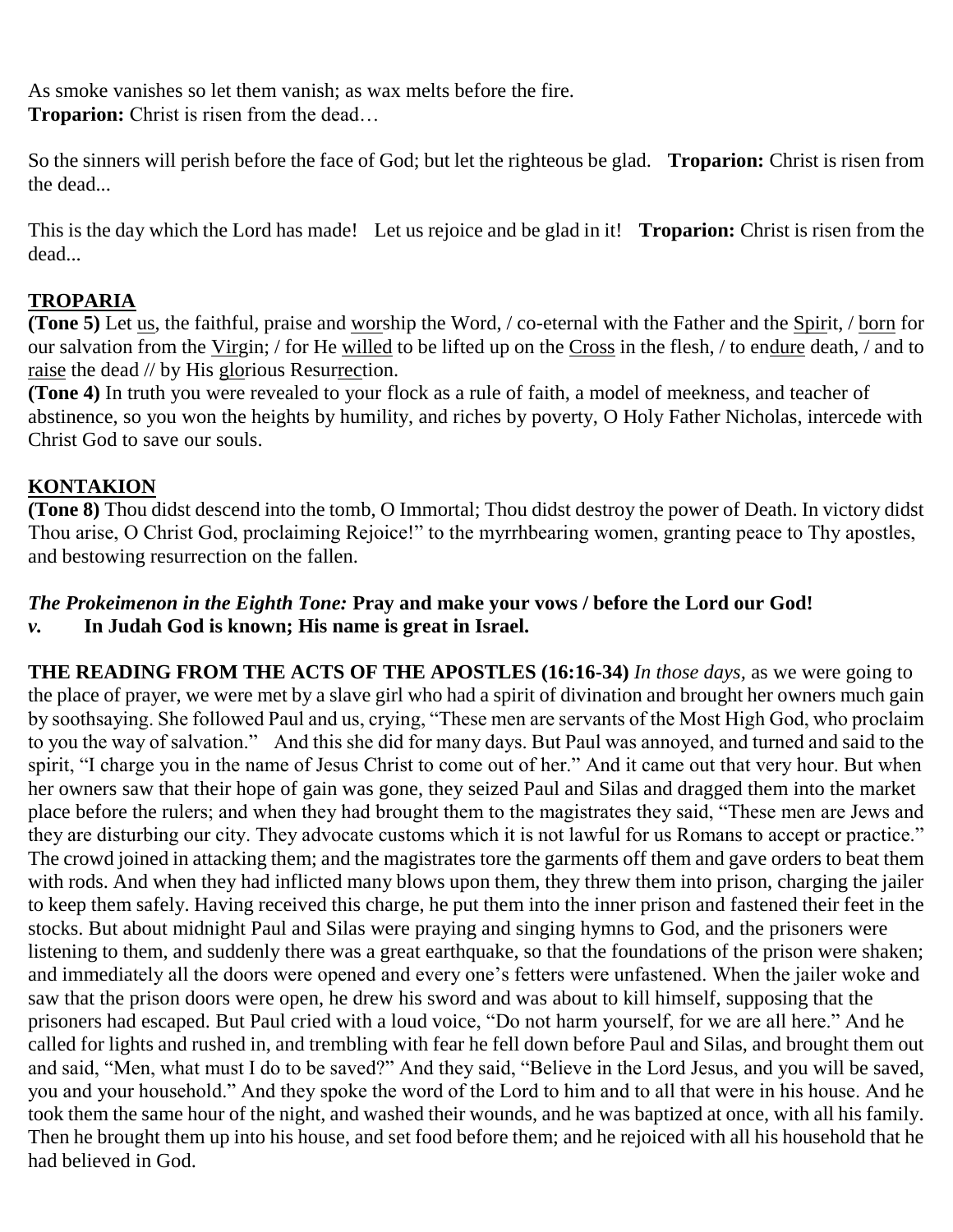As smoke vanishes so let them vanish; as wax melts before the fire.
**Troparion:** Christ is risen from the dead…

So the sinners will perish before the face of God; but let the righteous be glad. **Troparion:** Christ is risen from the dead...

This is the day which the Lord has made! Let us rejoice and be glad in it! **Troparion:** Christ is risen from the dead...

## TROPARIA

**(Tone 5)** Let us, the faithful, praise and worship the Word, / co-eternal with the Father and the Spirit, / born for our salvation from the Virgin; / for He willed to be lifted up on the Cross in the flesh, / to endure death, / and to raise the dead // by His glorious Resurrection.

**(Tone 4)** In truth you were revealed to your flock as a rule of faith, a model of meekness, and teacher of abstinence, so you won the heights by humility, and riches by poverty, O Holy Father Nicholas, intercede with Christ God to save our souls.

## KONTAKION

**(Tone 8)** Thou didst descend into the tomb, O Immortal; Thou didst destroy the power of Death. In victory didst Thou arise, O Christ God, proclaiming Rejoice!" to the myrrhbearing women, granting peace to Thy apostles, and bestowing resurrection on the fallen.

***The Prokeimenon in the Eighth Tone:*** **Pray and make your vows / before the Lord our God!**
***v.*** **In Judah God is known; His name is great in Israel.**

**THE READING FROM THE ACTS OF THE APOSTLES (16:16-34)** *In those days,* as we were going to the place of prayer, we were met by a slave girl who had a spirit of divination and brought her owners much gain by soothsaying. She followed Paul and us, crying, "These men are servants of the Most High God, who proclaim to you the way of salvation." And this she did for many days. But Paul was annoyed, and turned and said to the spirit, "I charge you in the name of Jesus Christ to come out of her." And it came out that very hour. But when her owners saw that their hope of gain was gone, they seized Paul and Silas and dragged them into the market place before the rulers; and when they had brought them to the magistrates they said, "These men are Jews and they are disturbing our city. They advocate customs which it is not lawful for us Romans to accept or practice." The crowd joined in attacking them; and the magistrates tore the garments off them and gave orders to beat them with rods. And when they had inflicted many blows upon them, they threw them into prison, charging the jailer to keep them safely. Having received this charge, he put them into the inner prison and fastened their feet in the stocks. But about midnight Paul and Silas were praying and singing hymns to God, and the prisoners were listening to them, and suddenly there was a great earthquake, so that the foundations of the prison were shaken; and immediately all the doors were opened and every one's fetters were unfastened. When the jailer woke and saw that the prison doors were open, he drew his sword and was about to kill himself, supposing that the prisoners had escaped. But Paul cried with a loud voice, "Do not harm yourself, for we are all here." And he called for lights and rushed in, and trembling with fear he fell down before Paul and Silas, and brought them out and said, "Men, what must I do to be saved?" And they said, "Believe in the Lord Jesus, and you will be saved, you and your household." And they spoke the word of the Lord to him and to all that were in his house. And he took them the same hour of the night, and washed their wounds, and he was baptized at once, with all his family. Then he brought them up into his house, and set food before them; and he rejoiced with all his household that he had believed in God.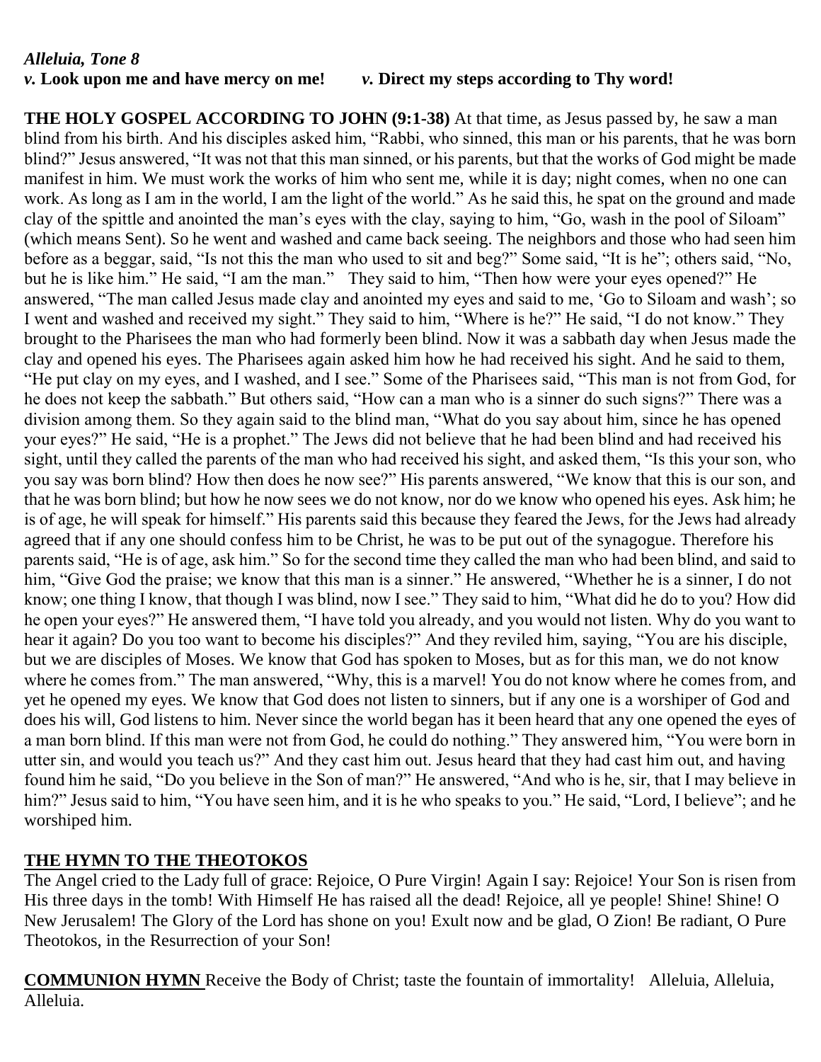***Alleluia, Tone 8***
***v.* Look upon me and have mercy on me!** ***v.* Direct my steps according to Thy word!**

**THE HOLY GOSPEL ACCORDING TO JOHN (9:1-38)** At that time, as Jesus passed by, he saw a man blind from his birth. And his disciples asked him, "Rabbi, who sinned, this man or his parents, that he was born blind?" Jesus answered, "It was not that this man sinned, or his parents, but that the works of God might be made manifest in him. We must work the works of him who sent me, while it is day; night comes, when no one can work. As long as I am in the world, I am the light of the world." As he said this, he spat on the ground and made clay of the spittle and anointed the man's eyes with the clay, saying to him, "Go, wash in the pool of Siloam" (which means Sent). So he went and washed and came back seeing. The neighbors and those who had seen him before as a beggar, said, "Is not this the man who used to sit and beg?" Some said, "It is he"; others said, "No, but he is like him." He said, "I am the man." They said to him, "Then how were your eyes opened?" He answered, "The man called Jesus made clay and anointed my eyes and said to me, 'Go to Siloam and wash'; so I went and washed and received my sight." They said to him, "Where is he?" He said, "I do not know." They brought to the Pharisees the man who had formerly been blind. Now it was a sabbath day when Jesus made the clay and opened his eyes. The Pharisees again asked him how he had received his sight. And he said to them, "He put clay on my eyes, and I washed, and I see." Some of the Pharisees said, "This man is not from God, for he does not keep the sabbath." But others said, "How can a man who is a sinner do such signs?" There was a division among them. So they again said to the blind man, "What do you say about him, since he has opened your eyes?" He said, "He is a prophet." The Jews did not believe that he had been blind and had received his sight, until they called the parents of the man who had received his sight, and asked them, "Is this your son, who you say was born blind? How then does he now see?" His parents answered, "We know that this is our son, and that he was born blind; but how he now sees we do not know, nor do we know who opened his eyes. Ask him; he is of age, he will speak for himself." His parents said this because they feared the Jews, for the Jews had already agreed that if any one should confess him to be Christ, he was to be put out of the synagogue. Therefore his parents said, "He is of age, ask him." So for the second time they called the man who had been blind, and said to him, "Give God the praise; we know that this man is a sinner." He answered, "Whether he is a sinner, I do not know; one thing I know, that though I was blind, now I see." They said to him, "What did he do to you? How did he open your eyes?" He answered them, "I have told you already, and you would not listen. Why do you want to hear it again? Do you too want to become his disciples?" And they reviled him, saying, "You are his disciple, but we are disciples of Moses. We know that God has spoken to Moses, but as for this man, we do not know where he comes from." The man answered, "Why, this is a marvel! You do not know where he comes from, and yet he opened my eyes. We know that God does not listen to sinners, but if any one is a worshiper of God and does his will, God listens to him. Never since the world began has it been heard that any one opened the eyes of a man born blind. If this man were not from God, he could do nothing." They answered him, "You were born in utter sin, and would you teach us?" And they cast him out. Jesus heard that they had cast him out, and having found him he said, "Do you believe in the Son of man?" He answered, "And who is he, sir, that I may believe in him?" Jesus said to him, "You have seen him, and it is he who speaks to you." He said, "Lord, I believe"; and he worshiped him.

**THE HYMN TO THE THEOTOKOS**

The Angel cried to the Lady full of grace: Rejoice, O Pure Virgin! Again I say: Rejoice! Your Son is risen from His three days in the tomb! With Himself He has raised all the dead! Rejoice, all ye people! Shine! Shine! O New Jerusalem! The Glory of the Lord has shone on you! Exult now and be glad, O Zion! Be radiant, O Pure Theotokos, in the Resurrection of your Son!

**COMMUNION HYMN** Receive the Body of Christ; taste the fountain of immortality! Alleluia, Alleluia, Alleluia.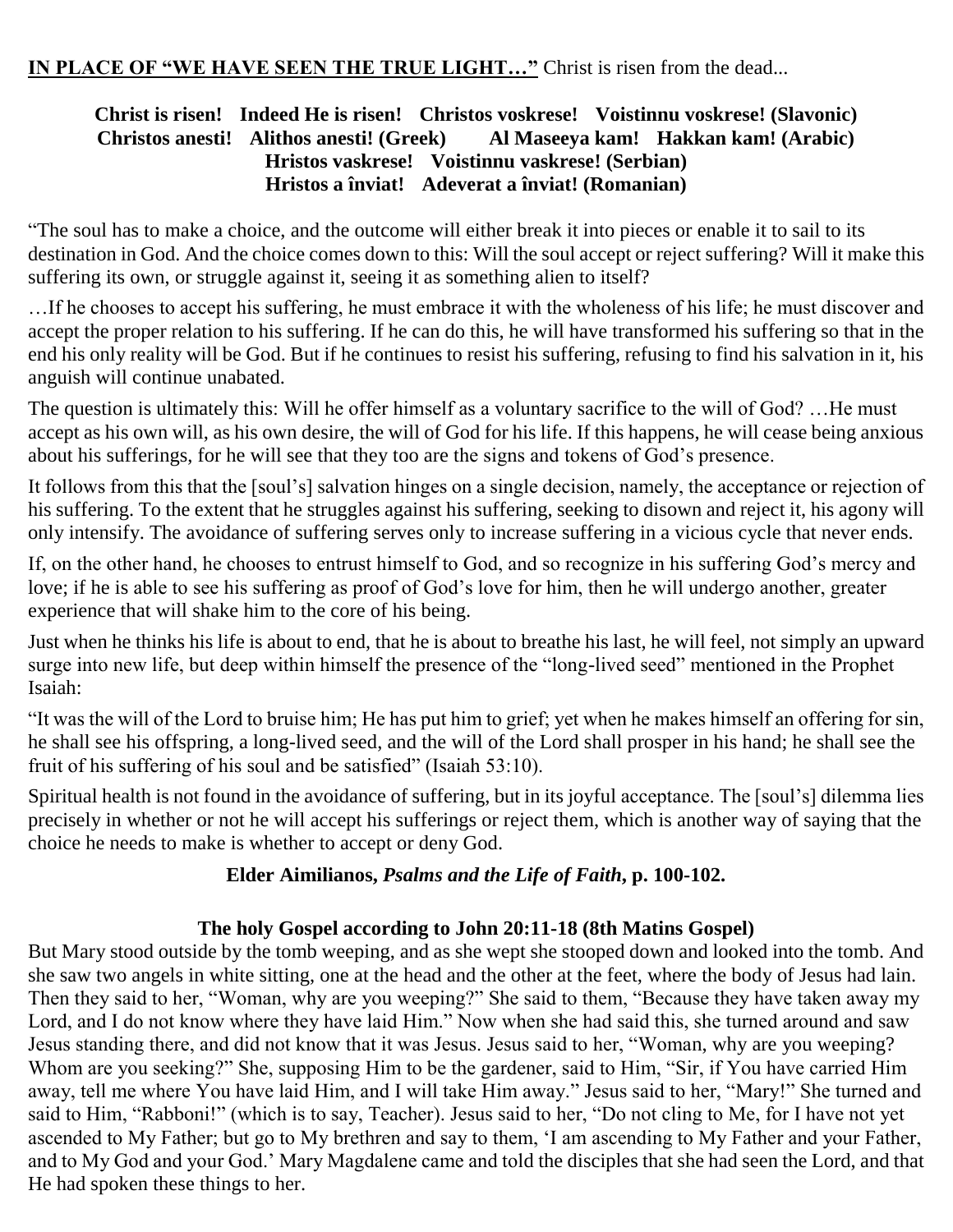**IN PLACE OF "WE HAVE SEEN THE TRUE LIGHT…"** Christ is risen from the dead...

**Christ is risen! Indeed He is risen! Christos voskrese! Voistinnu voskrese! (Slavonic)**
**Christos anesti! Alithos anesti! (Greek) Al Maseeya kam! Hakkan kam! (Arabic)**
**Hristos vaskrese! Voistinnu vaskrese! (Serbian)**
**Hristos a înviat! Adeverat a înviat! (Romanian)**

"The soul has to make a choice, and the outcome will either break it into pieces or enable it to sail to its destination in God. And the choice comes down to this: Will the soul accept or reject suffering? Will it make this suffering its own, or struggle against it, seeing it as something alien to itself?

…If he chooses to accept his suffering, he must embrace it with the wholeness of his life; he must discover and accept the proper relation to his suffering. If he can do this, he will have transformed his suffering so that in the end his only reality will be God. But if he continues to resist his suffering, refusing to find his salvation in it, his anguish will continue unabated.

The question is ultimately this: Will he offer himself as a voluntary sacrifice to the will of God? …He must accept as his own will, as his own desire, the will of God for his life. If this happens, he will cease being anxious about his sufferings, for he will see that they too are the signs and tokens of God's presence.

It follows from this that the [soul's] salvation hinges on a single decision, namely, the acceptance or rejection of his suffering. To the extent that he struggles against his suffering, seeking to disown and reject it, his agony will only intensify. The avoidance of suffering serves only to increase suffering in a vicious cycle that never ends.

If, on the other hand, he chooses to entrust himself to God, and so recognize in his suffering God's mercy and love; if he is able to see his suffering as proof of God's love for him, then he will undergo another, greater experience that will shake him to the core of his being.

Just when he thinks his life is about to end, that he is about to breathe his last, he will feel, not simply an upward surge into new life, but deep within himself the presence of the "long-lived seed" mentioned in the Prophet Isaiah:

"It was the will of the Lord to bruise him; He has put him to grief; yet when he makes himself an offering for sin, he shall see his offspring, a long-lived seed, and the will of the Lord shall prosper in his hand; he shall see the fruit of his suffering of his soul and be satisfied" (Isaiah 53:10).

Spiritual health is not found in the avoidance of suffering, but in its joyful acceptance. The [soul's] dilemma lies precisely in whether or not he will accept his sufferings or reject them, which is another way of saying that the choice he needs to make is whether to accept or deny God.

**Elder Aimilianos, *Psalms and the Life of Faith*, p. 100-102.**

**The holy Gospel according to John 20:11-18 (8th Matins Gospel)**

But Mary stood outside by the tomb weeping, and as she wept she stooped down and looked into the tomb. And she saw two angels in white sitting, one at the head and the other at the feet, where the body of Jesus had lain. Then they said to her, "Woman, why are you weeping?" She said to them, "Because they have taken away my Lord, and I do not know where they have laid Him." Now when she had said this, she turned around and saw Jesus standing there, and did not know that it was Jesus. Jesus said to her, "Woman, why are you weeping? Whom are you seeking?" She, supposing Him to be the gardener, said to Him, "Sir, if You have carried Him away, tell me where You have laid Him, and I will take Him away." Jesus said to her, "Mary!" She turned and said to Him, "Rabboni!" (which is to say, Teacher). Jesus said to her, "Do not cling to Me, for I have not yet ascended to My Father; but go to My brethren and say to them, 'I am ascending to My Father and your Father, and to My God and your God.' Mary Magdalene came and told the disciples that she had seen the Lord, and that He had spoken these things to her.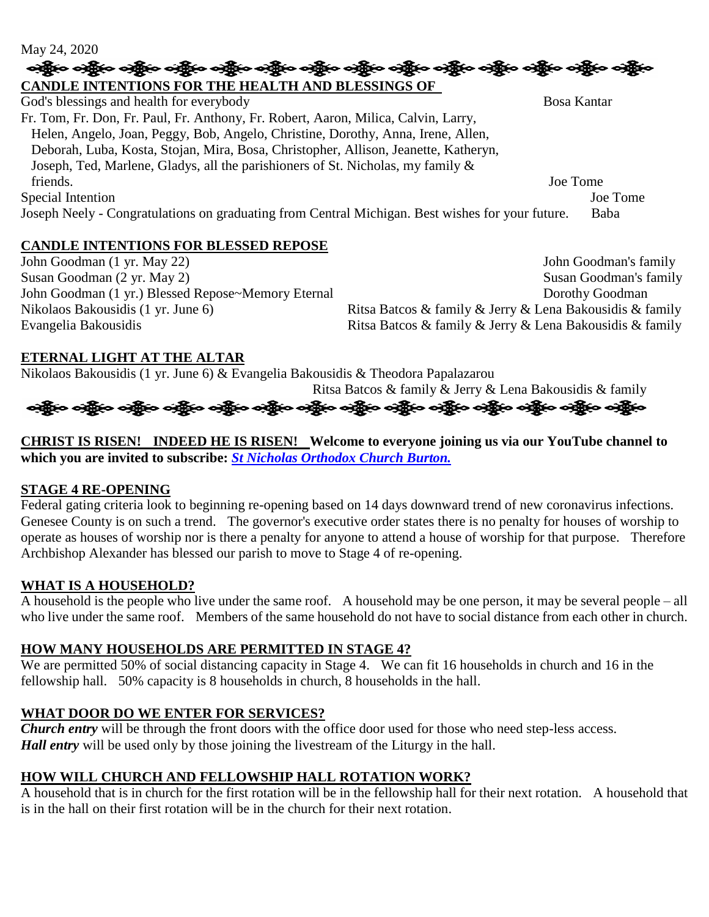May 24, 2020

**CANDLE INTENTIONS FOR THE HEALTH AND BLESSINGS OF**

God's blessings and health for everybody — Bosa Kantar

Fr. Tom, Fr. Don, Fr. Paul, Fr. Anthony, Fr. Robert, Aaron, Milica, Calvin, Larry, Helen, Angelo, Joan, Peggy, Bob, Angelo, Christine, Dorothy, Anna, Irene, Allen, Deborah, Luba, Kosta, Stojan, Mira, Bosa, Christopher, Allison, Jeanette, Katheryn, Joseph, Ted, Marlene, Gladys, all the parishioners of St. Nicholas, my family & friends. — Joe Tome

Special Intention — Joe Tome

Joseph Neely - Congratulations on graduating from Central Michigan. Best wishes for your future. — Baba

**CANDLE INTENTIONS FOR BLESSED REPOSE**

| | |
|---|---|
| John Goodman (1 yr. May 22) | John Goodman's family |
| Susan Goodman (2 yr. May 2) | Susan Goodman's family |
| John Goodman (1 yr.) Blessed Repose~Memory Eternal | Dorothy Goodman |
| Nikolaos Bakousidis (1 yr. June 6) | Ritsa Batcos & family & Jerry & Lena Bakousidis & family |
| Evangelia Bakousidis | Ritsa Batcos & family & Jerry & Lena Bakousidis & family |

**ETERNAL LIGHT AT THE ALTAR**

Nikolaos Bakousidis (1 yr. June 6) & Evangelia Bakousidis & Theodora Papalazarou — Ritsa Batcos & family & Jerry & Lena Bakousidis & family

**CHRIST IS RISEN! INDEED HE IS RISEN! Welcome to everyone joining us via our YouTube channel to which you are invited to subscribe: *St Nicholas Orthodox Church Burton.***

**STAGE 4 RE-OPENING**

Federal gating criteria look to beginning re-opening based on 14 days downward trend of new coronavirus infections. Genesee County is on such a trend. The governor's executive order states there is no penalty for houses of worship to operate as houses of worship nor is there a penalty for anyone to attend a house of worship for that purpose. Therefore Archbishop Alexander has blessed our parish to move to Stage 4 of re-opening.

**WHAT IS A HOUSEHOLD?**

A household is the people who live under the same roof. A household may be one person, it may be several people – all who live under the same roof. Members of the same household do not have to social distance from each other in church.

**HOW MANY HOUSEHOLDS ARE PERMITTED IN STAGE 4?**

We are permitted 50% of social distancing capacity in Stage 4. We can fit 16 households in church and 16 in the fellowship hall. 50% capacity is 8 households in church, 8 households in the hall.

**WHAT DOOR DO WE ENTER FOR SERVICES?**

***Church entry*** will be through the front doors with the office door used for those who need step-less access.
***Hall entry*** will be used only by those joining the livestream of the Liturgy in the hall.

**HOW WILL CHURCH AND FELLOWSHIP HALL ROTATION WORK?**

A household that is in church for the first rotation will be in the fellowship hall for their next rotation. A household that is in the hall on their first rotation will be in the church for their next rotation.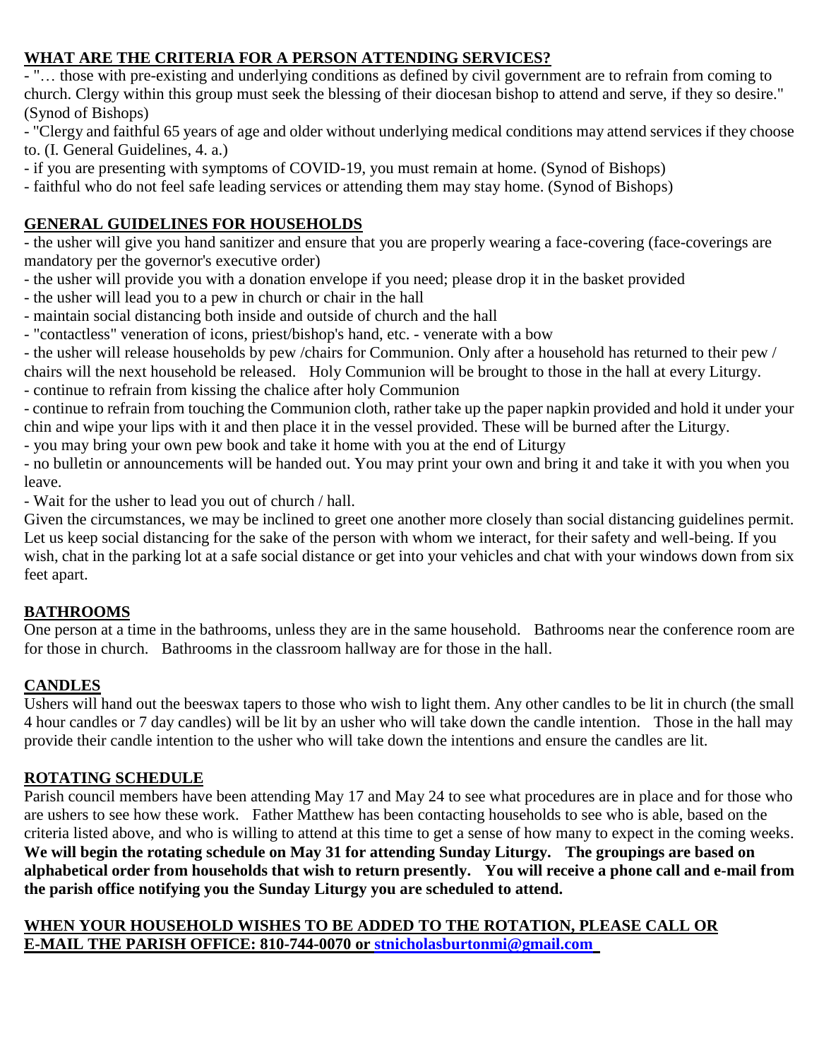## WHAT ARE THE CRITERIA FOR A PERSON ATTENDING SERVICES?

- "… those with pre-existing and underlying conditions as defined by civil government are to refrain from coming to church. Clergy within this group must seek the blessing of their diocesan bishop to attend and serve, if they so desire." (Synod of Bishops)
- "Clergy and faithful 65 years of age and older without underlying medical conditions may attend services if they choose to. (I. General Guidelines, 4. a.)
- if you are presenting with symptoms of COVID-19, you must remain at home. (Synod of Bishops)
- faithful who do not feel safe leading services or attending them may stay home. (Synod of Bishops)

## GENERAL GUIDELINES FOR HOUSEHOLDS

- the usher will give you hand sanitizer and ensure that you are properly wearing a face-covering (face-coverings are mandatory per the governor's executive order)
- the usher will provide you with a donation envelope if you need; please drop it in the basket provided
- the usher will lead you to a pew in church or chair in the hall
- maintain social distancing both inside and outside of church and the hall
- "contactless" veneration of icons, priest/bishop's hand, etc. - venerate with a bow
- the usher will release households by pew /chairs for Communion. Only after a household has returned to their pew / chairs will the next household be released. Holy Communion will be brought to those in the hall at every Liturgy.
- continue to refrain from kissing the chalice after holy Communion
- continue to refrain from touching the Communion cloth, rather take up the paper napkin provided and hold it under your chin and wipe your lips with it and then place it in the vessel provided. These will be burned after the Liturgy.
- you may bring your own pew book and take it home with you at the end of Liturgy
- no bulletin or announcements will be handed out. You may print your own and bring it and take it with you when you leave.
- Wait for the usher to lead you out of church / hall.

Given the circumstances, we may be inclined to greet one another more closely than social distancing guidelines permit. Let us keep social distancing for the sake of the person with whom we interact, for their safety and well-being. If you wish, chat in the parking lot at a safe social distance or get into your vehicles and chat with your windows down from six feet apart.

## BATHROOMS

One person at a time in the bathrooms, unless they are in the same household. Bathrooms near the conference room are for those in church. Bathrooms in the classroom hallway are for those in the hall.

## CANDLES

Ushers will hand out the beeswax tapers to those who wish to light them. Any other candles to be lit in church (the small 4 hour candles or 7 day candles) will be lit by an usher who will take down the candle intention. Those in the hall may provide their candle intention to the usher who will take down the intentions and ensure the candles are lit.

## ROTATING SCHEDULE

Parish council members have been attending May 17 and May 24 to see what procedures are in place and for those who are ushers to see how these work. Father Matthew has been contacting households to see who is able, based on the criteria listed above, and who is willing to attend at this time to get a sense of how many to expect in the coming weeks. **We will begin the rotating schedule on May 31 for attending Sunday Liturgy. The groupings are based on alphabetical order from households that wish to return presently. You will receive a phone call and e-mail from the parish office notifying you the Sunday Liturgy you are scheduled to attend.**

**WHEN YOUR HOUSEHOLD WISHES TO BE ADDED TO THE ROTATION, PLEASE CALL OR E-MAIL THE PARISH OFFICE: 810-744-0070 or stnicholasburtonmi@gmail.com**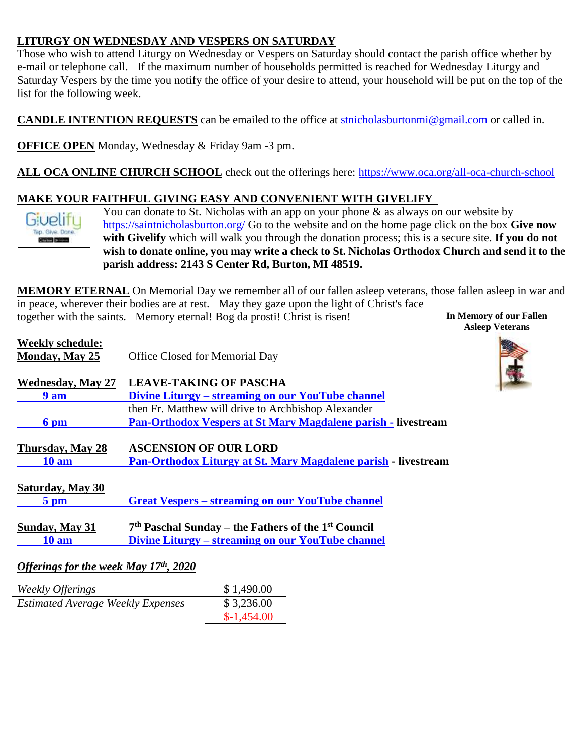**LITURGY ON WEDNESDAY AND VESPERS ON SATURDAY**
Those who wish to attend Liturgy on Wednesday or Vespers on Saturday should contact the parish office whether by e-mail or telephone call. If the maximum number of households permitted is reached for Wednesday Liturgy and Saturday Vespers by the time you notify the office of your desire to attend, your household will be put on the top of the list for the following week.

**CANDLE INTENTION REQUESTS** can be emailed to the office at stnicholasburtonmi@gmail.com or called in.

**OFFICE OPEN** Monday, Wednesday & Friday 9am -3 pm.

**ALL OCA ONLINE CHURCH SCHOOL** check out the offerings here: https://www.oca.org/all-oca-church-school

**MAKE YOUR FAITHFUL GIVING EASY AND CONVENIENT WITH GIVELIFY**

Givelify
Tap. Give. Done.

You can donate to St. Nicholas with an app on your phone & as always on our website by https://saintnicholasburton.org/ Go to the website and on the home page click on the box **Give now with Givelify** which will walk you through the donation process; this is a secure site. **If you do not wish to donate online, you may write a check to St. Nicholas Orthodox Church and send it to the parish address: 2143 S Center Rd, Burton, MI 48519.**

**MEMORY ETERNAL** On Memorial Day we remember all of our fallen asleep veterans, those fallen asleep in war and in peace, wherever their bodies are at rest. May they gaze upon the light of Christ's face together with the saints. Memory eternal! Bog da prosti! Christ is risen!

**In Memory of our Fallen Asleep Veterans**

**Weekly schedule:**

**Monday, May 25** — Office Closed for Memorial Day

**Wednesday, May 27** — **LEAVE-TAKING OF PASCHA**
- **9 am** — **Divine Liturgy – streaming on our YouTube channel**
  then Fr. Matthew will drive to Archbishop Alexander
- **6 pm** — **Pan-Orthodox Vespers at St Mary Magdalene parish - livestream**

**Thursday, May 28** — **ASCENSION OF OUR LORD**
- **10 am** — **Pan-Orthodox Liturgy at St. Mary Magdalene parish - livestream**

**Saturday, May 30**
- **5 pm** — **Great Vespers – streaming on our YouTube channel**

**Sunday, May 31** — **7th Paschal Sunday – the Fathers of the 1st Council**
- **10 am** — **Divine Liturgy – streaming on our YouTube channel**

***Offerings for the week May 17th, 2020***

| | |
|---|---|
| *Weekly Offerings* | $ 1,490.00 |
| *Estimated Average Weekly Expenses* | $ 3,236.00 |
| | $-1,454.00 |